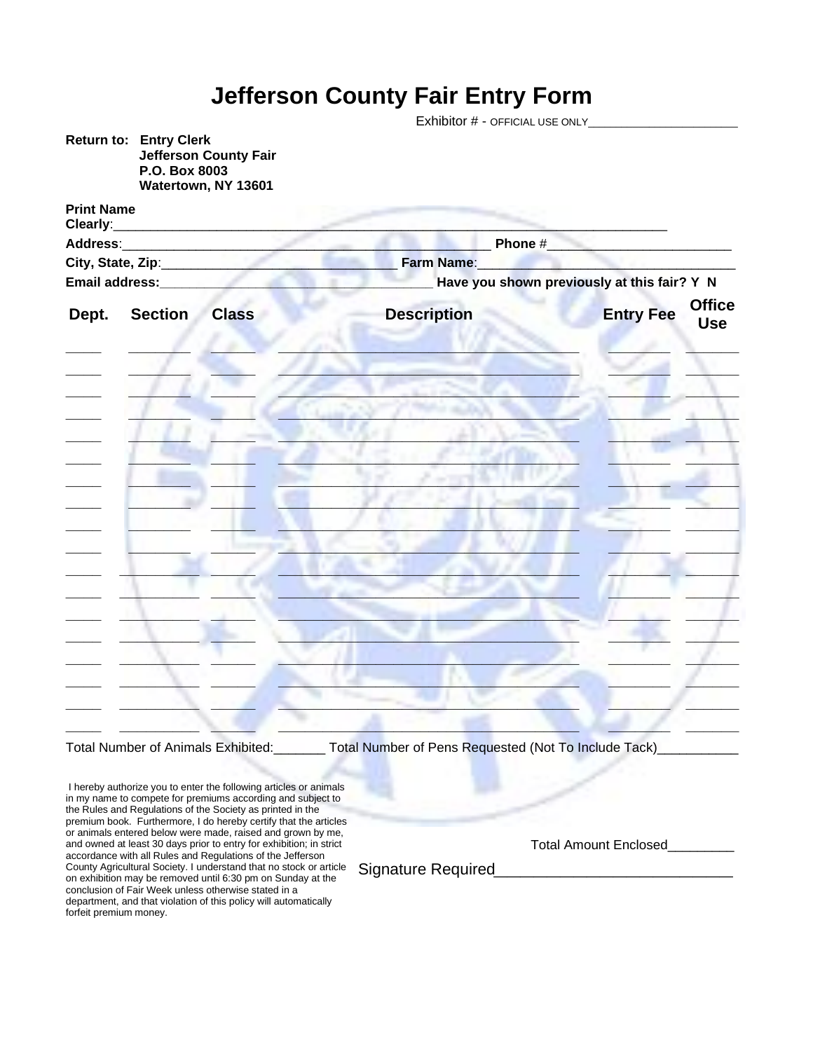# Jefferson County Fair Entry Form

Exhibitor # - OFFICIAL USE ONLY______________________

**Return to: Entry Clerk**
**Jefferson County Fair**
**P.O. Box 8003**
**Watertown, NY 13601**

**Print Name Clearly**:___________________________________________________________________________

**Address**:_________________________________________________ **Phone** #________________________

**City, State, Zip**:______________________________ **Farm Name**:__________________________________

**Email address:**_____________________________________ **Have you shown previously at this fair? Y N**

| Dept. | Section | Class | Description | Entry Fee | Office Use |
|---|---|---|---|---|---|
| | | | | | |
| | | | | | |
| | | | | | |
| | | | | | |
| | | | | | |
| | | | | | |
| | | | | | |
| | | | | | |
| | | | | | |
| | | | | | |
| | | | | | |
| | | | | | |
| | | | | | |
| | | | | | |
| | | | | | |
| | | | | | |
| | | | | | |
| | | | | | |

Total Number of Animals Exhibited:_______ Total Number of Pens Requested (Not To Include Tack)___________

I hereby authorize you to enter the following articles or animals in my name to compete for premiums according and subject to the Rules and Regulations of the Society as printed in the premium book. Furthermore, I do hereby certify that the articles or animals entered below were made, raised and grown by me, and owned at least 30 days prior to entry for exhibition; in strict accordance with all Rules and Regulations of the Jefferson County Agricultural Society. I understand that no stock or article on exhibition may be removed until 6:30 pm on Sunday at the conclusion of Fair Week unless otherwise stated in a department, and that violation of this policy will automatically forfeit premium money.

Total Amount Enclosed_________

Signature Required_____________________________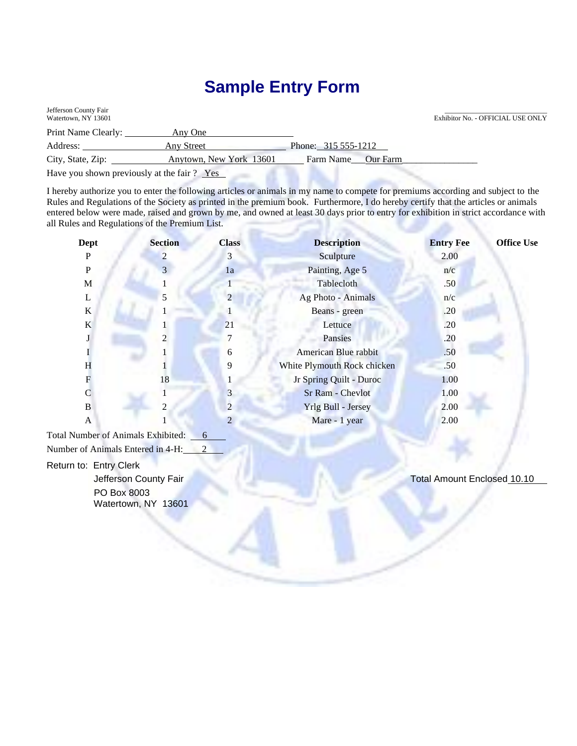# Sample Entry Form

Jefferson County Fair
Watertown, NY 13601

Exhibitor No. - OFFICIAL USE ONLY

Print Name Clearly: Any One

Address: Any Street Phone: 315 555-1212

City, State, Zip: Anytown, New York 13601 Farm Name Our Farm

Have you shown previously at the fair ? Yes

I hereby authorize you to enter the following articles or animals in my name to compete for premiums according and subject to the Rules and Regulations of the Society as printed in the premium book. Furthermore, I do hereby certify that the articles or animals entered below were made, raised and grown by me, and owned at least 30 days prior to entry for exhibition in strict accordance with all Rules and Regulations of the Premium List.

| Dept | Section | Class | Description | Entry Fee | Office Use |
|---|---|---|---|---|---|
| P | 2 | 3 | Sculpture | 2.00 | |
| P | 3 | 1a | Painting, Age 5 | n/c | |
| M | 1 | 1 | Tablecloth | .50 | |
| L | 5 | 2 | Ag Photo - Animals | n/c | |
| K | 1 | 1 | Beans - green | .20 | |
| K | 1 | 21 | Lettuce | .20 | |
| J | 2 | 7 | Pansies | .20 | |
| I | 1 | 6 | American Blue rabbit | .50 | |
| H | 1 | 9 | White Plymouth Rock chicken | .50 | |
| F | 18 | 1 | Jr Spring Quilt - Duroc | 1.00 | |
| C | 1 | 3 | Sr Ram - Chevlot | 1.00 | |
| B | 2 | 2 | Yrlg Bull - Jersey | 2.00 | |
| A | 1 | 2 | Mare - 1 year | 2.00 | |

Total Number of Animals Exhibited: 6

Number of Animals Entered in 4-H: 2

Return to: Entry Clerk
Jefferson County Fair
PO Box 8003
Watertown, NY 13601

Total Amount Enclosed 10.10